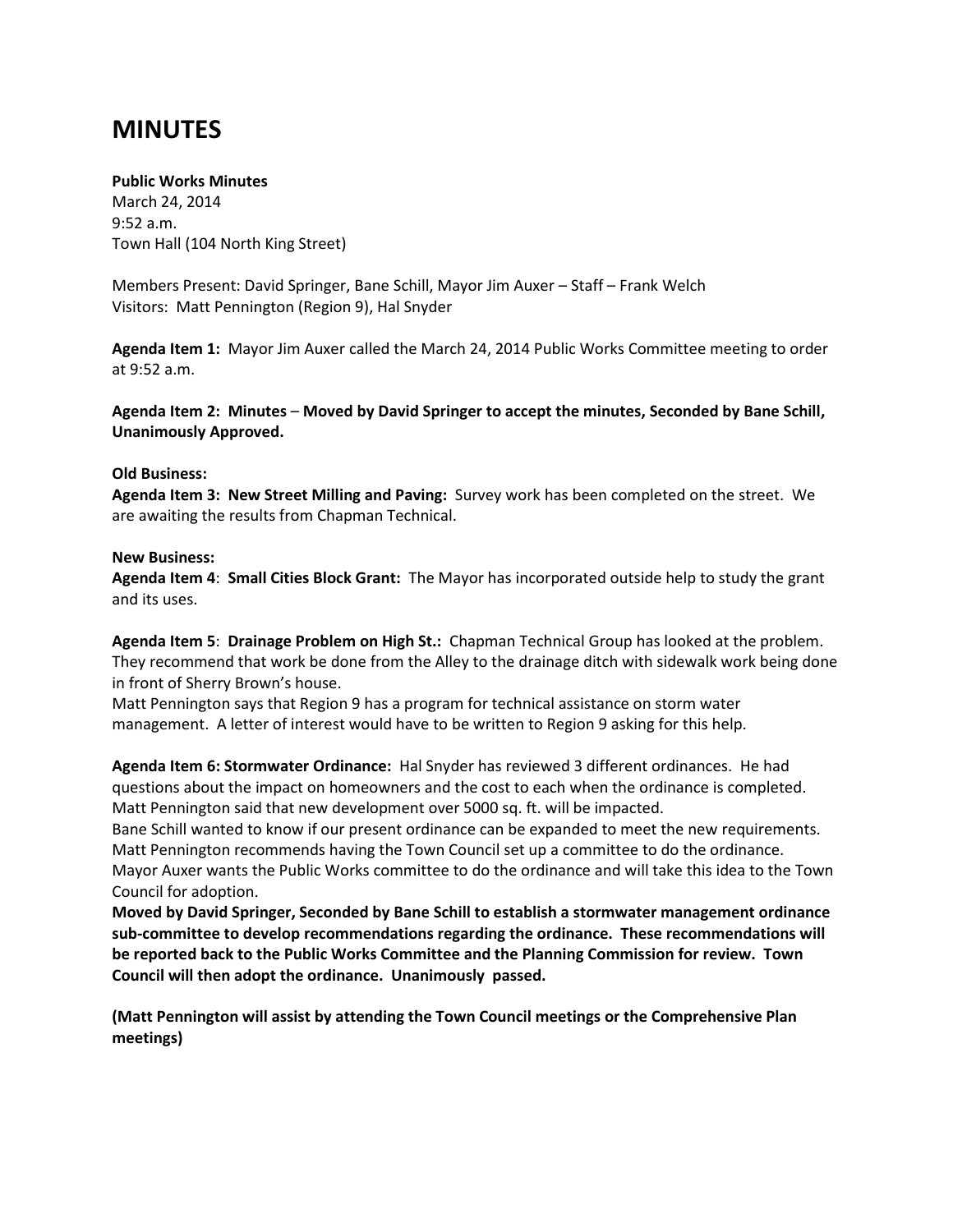# MINUTES

**Public Works Minutes**
March 24, 2014
9:52 a.m.
Town Hall (104 North King Street)

Members Present: David Springer, Bane Schill, Mayor Jim Auxer – Staff – Frank Welch
Visitors: Matt Pennington (Region 9), Hal Snyder

**Agenda Item 1:** Mayor Jim Auxer called the March 24, 2014 Public Works Committee meeting to order at 9:52 a.m.

**Agenda Item 2: Minutes – Moved by David Springer to accept the minutes, Seconded by Bane Schill, Unanimously Approved.**

**Old Business:**
**Agenda Item 3: New Street Milling and Paving:** Survey work has been completed on the street. We are awaiting the results from Chapman Technical.

**New Business:**
**Agenda Item 4**: **Small Cities Block Grant:** The Mayor has incorporated outside help to study the grant and its uses.

**Agenda Item 5**: **Drainage Problem on High St.:** Chapman Technical Group has looked at the problem. They recommend that work be done from the Alley to the drainage ditch with sidewalk work being done in front of Sherry Brown's house.
Matt Pennington says that Region 9 has a program for technical assistance on storm water management. A letter of interest would have to be written to Region 9 asking for this help.

**Agenda Item 6: Stormwater Ordinance:** Hal Snyder has reviewed 3 different ordinances. He had questions about the impact on homeowners and the cost to each when the ordinance is completed.
Matt Pennington said that new development over 5000 sq. ft. will be impacted.
Bane Schill wanted to know if our present ordinance can be expanded to meet the new requirements.
Matt Pennington recommends having the Town Council set up a committee to do the ordinance.
Mayor Auxer wants the Public Works committee to do the ordinance and will take this idea to the Town Council for adoption.
**Moved by David Springer, Seconded by Bane Schill to establish a stormwater management ordinance sub-committee to develop recommendations regarding the ordinance. These recommendations will be reported back to the Public Works Committee and the Planning Commission for review. Town Council will then adopt the ordinance. Unanimously passed.**

**(Matt Pennington will assist by attending the Town Council meetings or the Comprehensive Plan meetings)**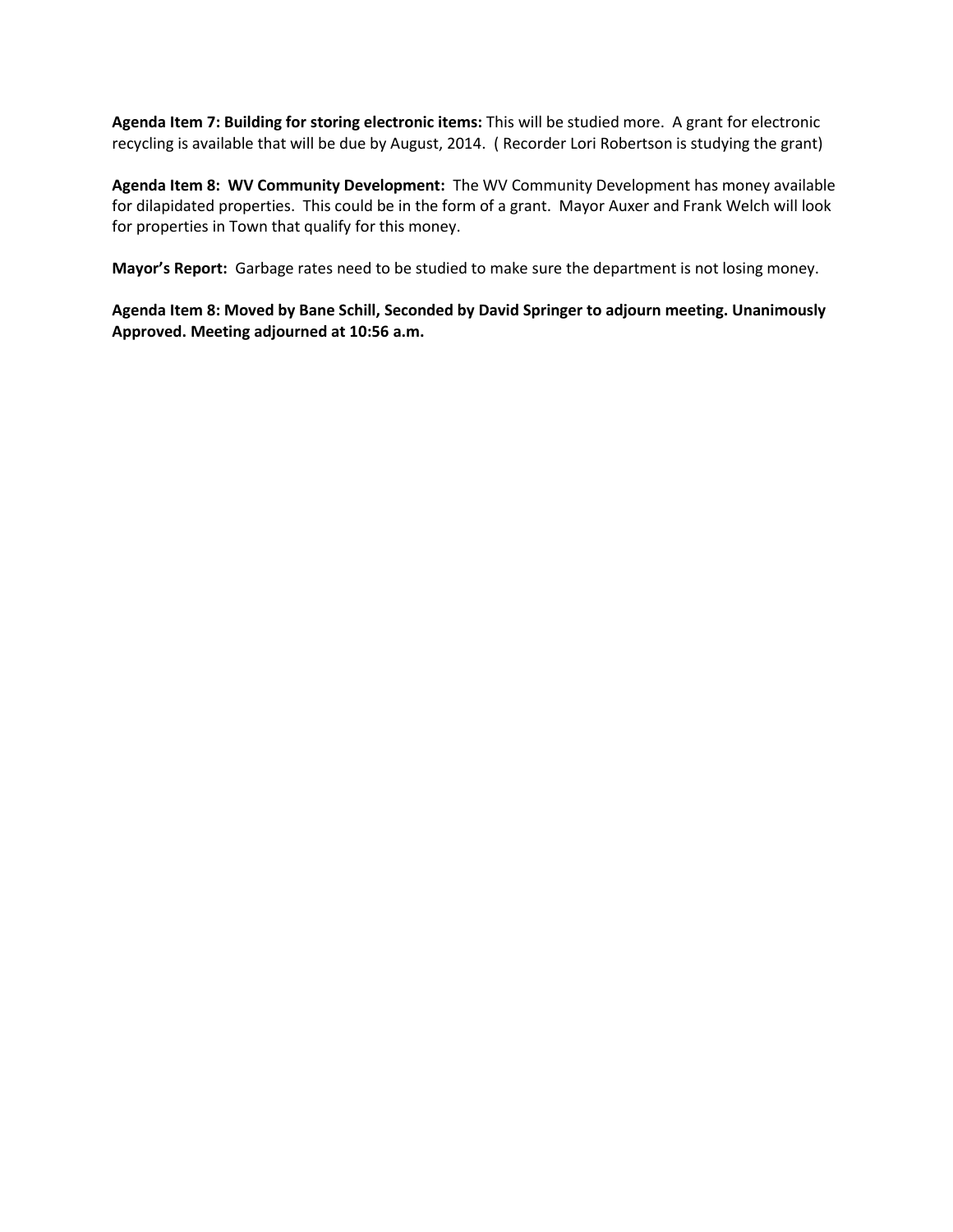**Agenda Item 7: Building for storing electronic items:** This will be studied more. A grant for electronic recycling is available that will be due by August, 2014. ( Recorder Lori Robertson is studying the grant)

**Agenda Item 8: WV Community Development:** The WV Community Development has money available for dilapidated properties. This could be in the form of a grant. Mayor Auxer and Frank Welch will look for properties in Town that qualify for this money.

**Mayor's Report:** Garbage rates need to be studied to make sure the department is not losing money.

**Agenda Item 8: Moved by Bane Schill, Seconded by David Springer to adjourn meeting. Unanimously Approved. Meeting adjourned at 10:56 a.m.**